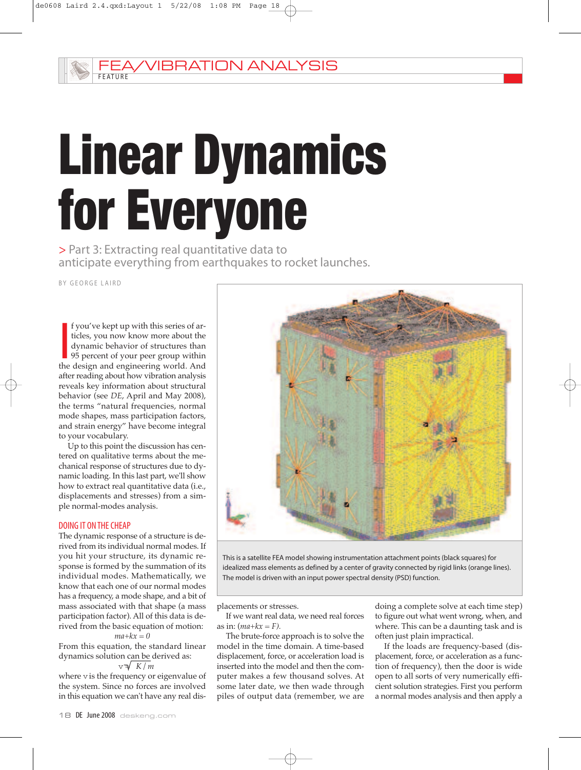FEA/VIBRATION ANALYSIS
FEATURE

# Linear Dynamics for Everyone

> Part 3: Extracting real quantitative data to anticipate everything from earthquakes to rocket launches.

BY GEORGE LAIRD

If you've kept up with this series of articles, you now know more about the dynamic behavior of structures than 95 percent of your peer group within the design and engineering world. And after reading about how vibration analysis reveals key information about structural behavior (see *DE*, April and May 2008), the terms "natural frequencies, normal mode shapes, mass participation factors, and strain energy" have become integral to your vocabulary.

Up to this point the discussion has centered on qualitative terms about the mechanical response of structures due to dynamic loading. In this last part, we'll show how to extract real quantitative data (i.e., displacements and stresses) from a simple normal-modes analysis.

## DOING IT ON THE CHEAP

The dynamic response of a structure is derived from its individual normal modes. If you hit your structure, its dynamic response is formed by the summation of its individual modes. Mathematically, we know that each one of our normal modes has a frequency, a mode shape, and a bit of mass associated with that shape (a mass participation factor). All of this data is derived from the basic equation of motion:

$$ma+kx = 0$$

From this equation, the standard linear dynamics solution can be derived as:

$$\nu = \sqrt{K/m}$$

where $\nu$ is the frequency or eigenvalue of the system. Since no forces are involved in this equation we can't have any real displacements or stresses.

If we want real data, we need real forces as in: ($ma+kx = F$).

The brute-force approach is to solve the model in the time domain. A time-based displacement, force, or acceleration load is inserted into the model and then the computer makes a few thousand solves. At some later date, we then wade through piles of output data (remember, we are doing a complete solve at each time step) to figure out what went wrong, when, and where. This can be a daunting task and is often just plain impractical.

If the loads are frequency-based (displacement, force, or acceleration as a function of frequency), then the door is wide open to all sorts of very numerically efficient solution strategies. First you perform a normal modes analysis and then apply a

This is a satellite FEA model showing instrumentation attachment points (black squares) for idealized mass elements as defined by a center of gravity connected by rigid links (orange lines). The model is driven with an input power spectral density (PSD) function.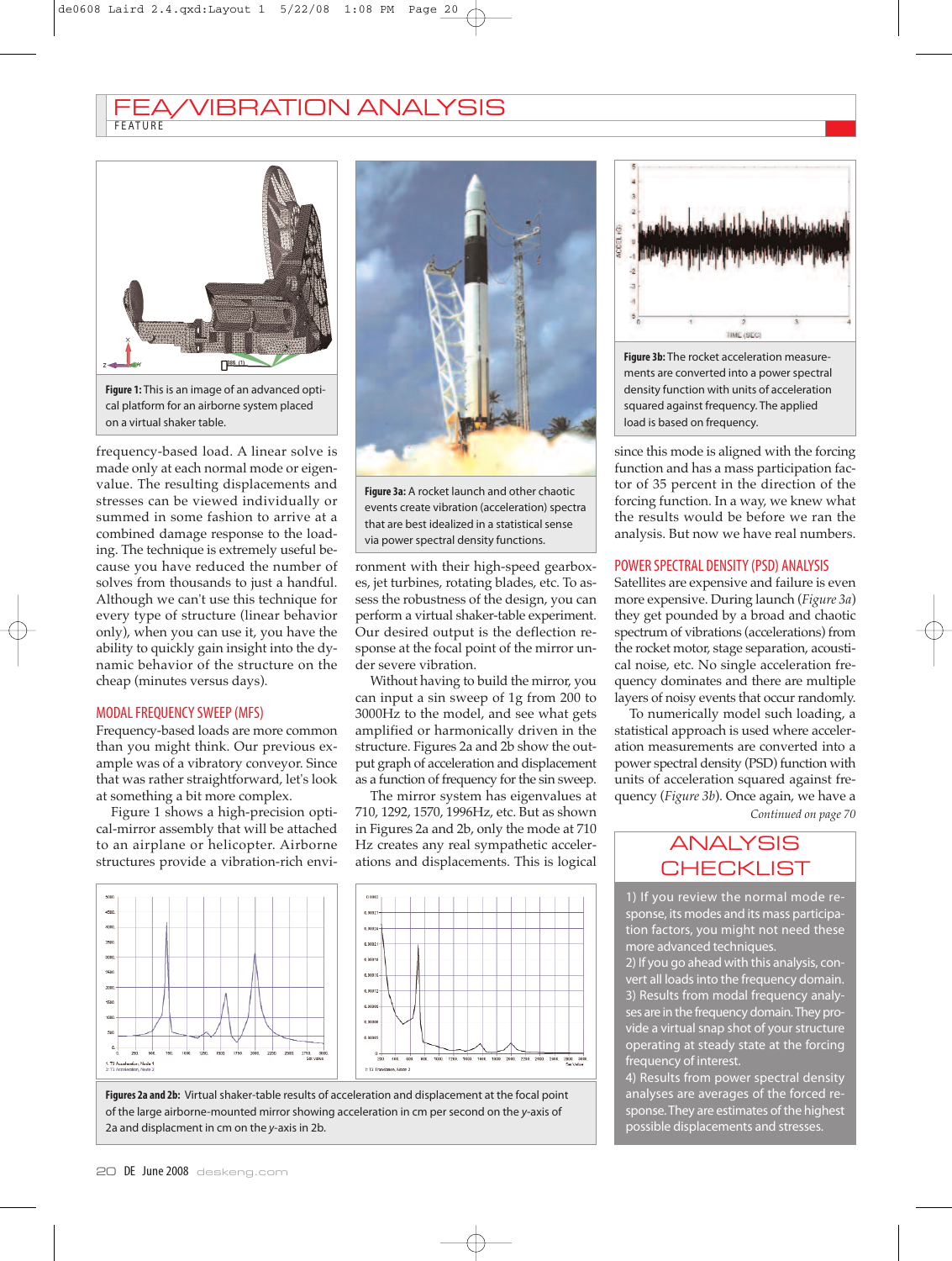# FEA/VIBRATION ANALYSIS

FEATURE

**Figure 1:** This is an image of an advanced optical platform for an airborne system placed on a virtual shaker table.

**Figure 3a:** A rocket launch and other chaotic events create vibration (acceleration) spectra that are best idealized in a statistical sense via power spectral density functions.

**Figure 3b:** The rocket acceleration measurements are converted into a power spectral density function with units of acceleration squared against frequency. The applied load is based on frequency.

frequency-based load. A linear solve is made only at each normal mode or eigenvalue. The resulting displacements and stresses can be viewed individually or summed in some fashion to arrive at a combined damage response to the loading. The technique is extremely useful because you have reduced the number of solves from thousands to just a handful. Although we can't use this technique for every type of structure (linear behavior only), when you can use it, you have the ability to quickly gain insight into the dynamic behavior of the structure on the cheap (minutes versus days).

## MODAL FREQUENCY SWEEP (MFS)

Frequency-based loads are more common than you might think. Our previous example was of a vibratory conveyor. Since that was rather straightforward, let's look at something a bit more complex.

Figure 1 shows a high-precision optical-mirror assembly that will be attached to an airplane or helicopter. Airborne structures provide a vibration-rich environment with their high-speed gearboxes, jet turbines, rotating blades, etc. To assess the robustness of the design, you can perform a virtual shaker-table experiment. Our desired output is the deflection response at the focal point of the mirror under severe vibration.

Without having to build the mirror, you can input a sin sweep of 1g from 200 to 3000Hz to the model, and see what gets amplified or harmonically driven in the structure. Figures 2a and 2b show the output graph of acceleration and displacement as a function of frequency for the sin sweep.

The mirror system has eigenvalues at 710, 1292, 1570, 1996Hz, etc. But as shown in Figures 2a and 2b, only the mode at 710 Hz creates any real sympathetic accelerations and displacements. This is logical since this mode is aligned with the forcing function and has a mass participation factor of 35 percent in the direction of the forcing function. In a way, we knew what the results would be before we ran the analysis. But now we have real numbers.

## POWER SPECTRAL DENSITY (PSD) ANALYSIS

Satellites are expensive and failure is even more expensive. During launch (*Figure 3a*) they get pounded by a broad and chaotic spectrum of vibrations (accelerations) from the rocket motor, stage separation, acoustical noise, etc. No single acceleration frequency dominates and there are multiple layers of noisy events that occur randomly. To numerically model such loading, a statistical approach is used where acceleration measurements are converted into a power spectral density (PSD) function with units of acceleration squared against frequency (*Figure 3b*). Once again, we have a

*Continued on page 70*

**Figures 2a and 2b:** Virtual shaker-table results of acceleration and displacement at the focal point of the large airborne-mounted mirror showing acceleration in cm per second on the *y*-axis of 2a and displacment in cm on the *y*-axis in 2b.

## ANALYSIS CHECKLIST

1) If you review the normal mode response, its modes and its mass participation factors, you might not need these more advanced techniques.
2) If you go ahead with this analysis, convert all loads into the frequency domain.
3) Results from modal frequency analyses are in the frequency domain. They provide a virtual snap shot of your structure operating at steady state at the forcing frequency of interest.
4) Results from power spectral density analyses are averages of the forced response. They are estimates of the highest possible displacements and stresses.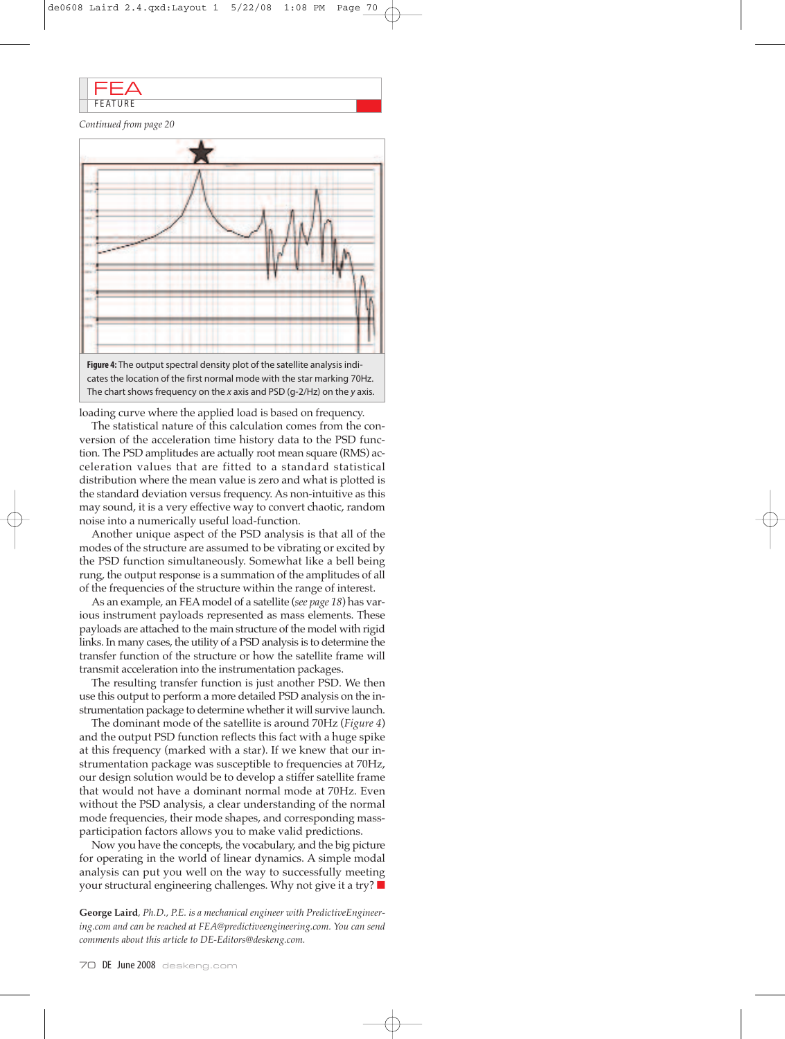*Continued from page 20*

**Figure 4:** The output spectral density plot of the satellite analysis indicates the location of the first normal mode with the star marking 70Hz. The chart shows frequency on the *x* axis and PSD (g-2/Hz) on the *y* axis.

loading curve where the applied load is based on frequency.

The statistical nature of this calculation comes from the conversion of the acceleration time history data to the PSD function. The PSD amplitudes are actually root mean square (RMS) acceleration values that are fitted to a standard statistical distribution where the mean value is zero and what is plotted is the standard deviation versus frequency. As non-intuitive as this may sound, it is a very effective way to convert chaotic, random noise into a numerically useful load-function.

Another unique aspect of the PSD analysis is that all of the modes of the structure are assumed to be vibrating or excited by the PSD function simultaneously. Somewhat like a bell being rung, the output response is a summation of the amplitudes of all of the frequencies of the structure within the range of interest.

As an example, an FEA model of a satellite (*see page 18*) has various instrument payloads represented as mass elements. These payloads are attached to the main structure of the model with rigid links. In many cases, the utility of a PSD analysis is to determine the transfer function of the structure or how the satellite frame will transmit acceleration into the instrumentation packages.

The resulting transfer function is just another PSD. We then use this output to perform a more detailed PSD analysis on the instrumentation package to determine whether it will survive launch.

The dominant mode of the satellite is around 70Hz (*Figure 4*) and the output PSD function reflects this fact with a huge spike at this frequency (marked with a star). If we knew that our instrumentation package was susceptible to frequencies at 70Hz, our design solution would be to develop a stiffer satellite frame that would not have a dominant normal mode at 70Hz. Even without the PSD analysis, a clear understanding of the normal mode frequencies, their mode shapes, and corresponding mass-participation factors allows you to make valid predictions.

Now you have the concepts, the vocabulary, and the big picture for operating in the world of linear dynamics. A simple modal analysis can put you well on the way to successfully meeting your structural engineering challenges. Why not give it a try? ■

**George Laird**, *Ph.D., P.E. is a mechanical engineer with PredictiveEngineering.com and can be reached at FEA@predictiveengineering.com. You can send comments about this article to DE-Editors@deskeng.com.*